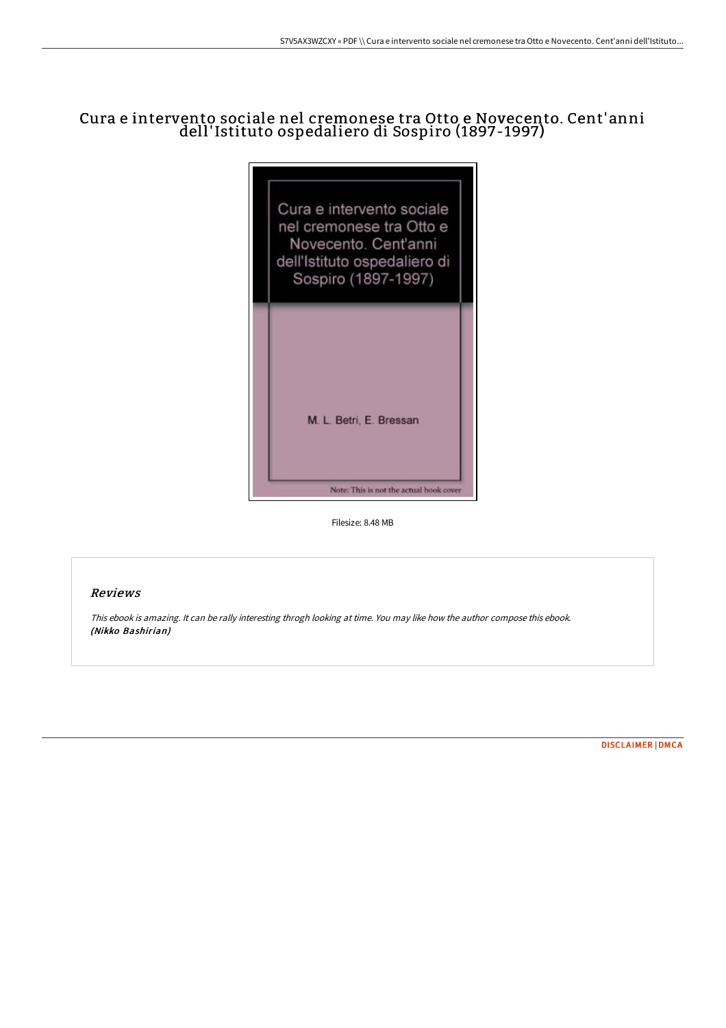# Cura e intervento sociale nel cremonese tra Otto e Novecento. Cent'anni dell'Istituto ospedaliero di Sospiro (1897-1997)

Cura e intervento sociale nel cremonese tra Otto e Novecento. Cent'anni dell'Istituto ospedaliero di Sospiro (1897-1997)

M. L. Betri, E. Bressan

Note: This is not the actual book cover

Filesize: 8.48 MB

## Reviews

*This ebook is amazing. It can be rally interesting throgh looking at time. You may like how the author compose this ebook.*
***(Nikko Bashirian)***

DISCLAIMER | DMCA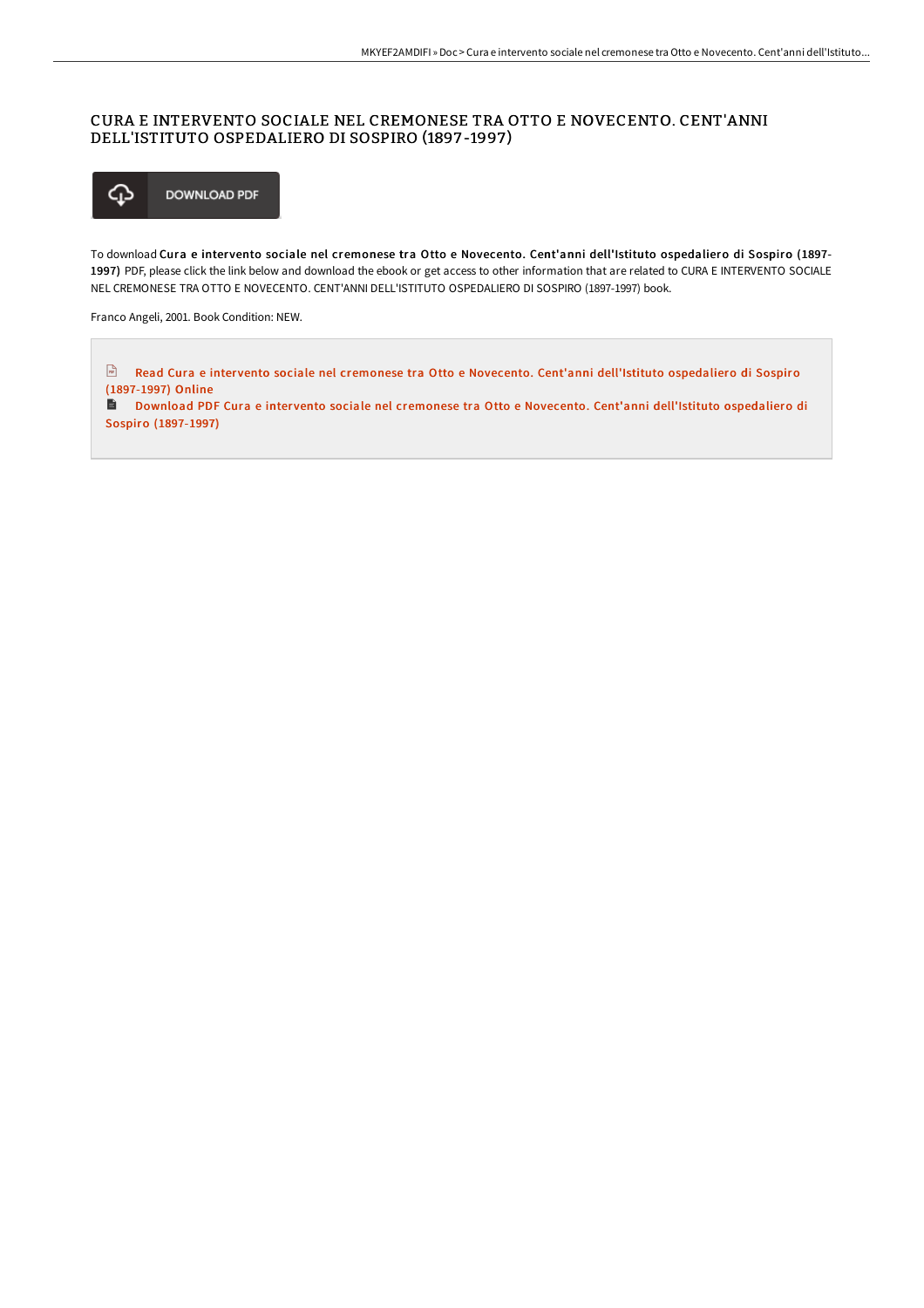# CURA E INTERVENTO SOCIALE NEL CREMONESE TRA OTTO E NOVECENTO. CENT'ANNI DELL'ISTITUTO OSPEDALIERO DI SOSPIRO (1897-1997)

DOWNLOAD PDF

To download **Cura e intervento sociale nel cremonese tra Otto e Novecento. Cent'anni dell'Istituto ospedaliero di Sospiro (1897-1997)** PDF, please click the link below and download the ebook or get access to other information that are related to CURA E INTERVENTO SOCIALE NEL CREMONESE TRA OTTO E NOVECENTO. CENT'ANNI DELL'ISTITUTO OSPEDALIERO DI SOSPIRO (1897-1997) book.

Franco Angeli, 2001. Book Condition: NEW.

Read Cura e intervento sociale nel cremonese tra Otto e Novecento. Cent'anni dell'Istituto ospedaliero di Sospiro (1897-1997) Online

Download PDF Cura e intervento sociale nel cremonese tra Otto e Novecento. Cent'anni dell'Istituto ospedaliero di Sospiro (1897-1997)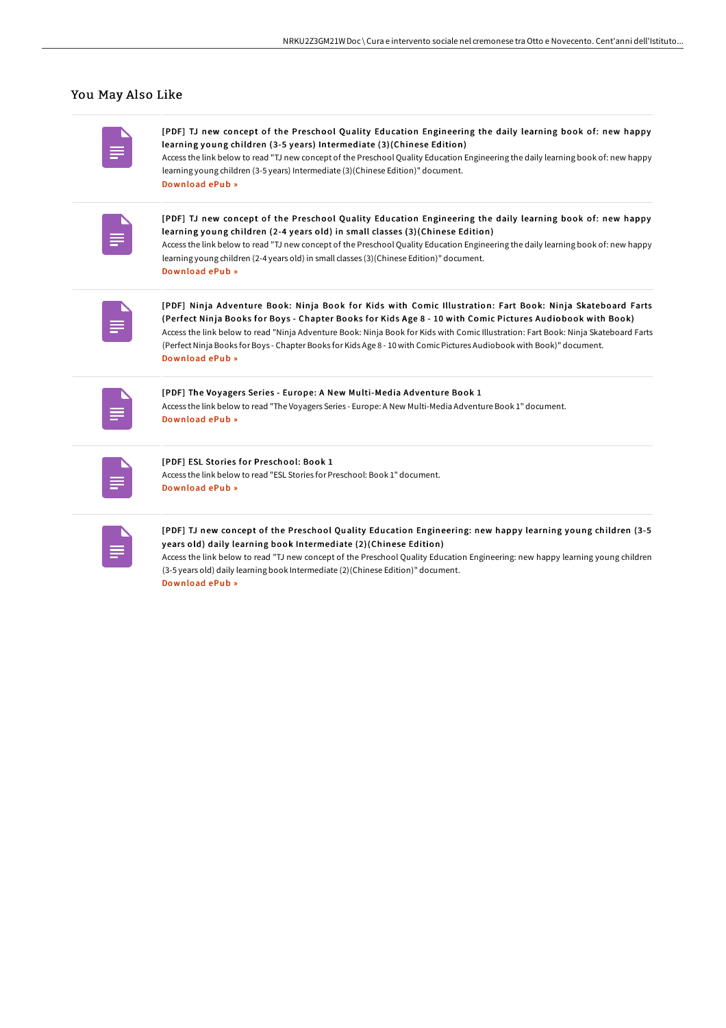## You May Also Like

**[PDF] TJ new concept of the Preschool Quality Education Engineering the daily learning book of: new happy learning young children (3-5 years) Intermediate (3)(Chinese Edition)**

Access the link below to read "TJ new concept of the Preschool Quality Education Engineering the daily learning book of: new happy learning young children (3-5 years) Intermediate (3)(Chinese Edition)" document.

Download ePub »

**[PDF] TJ new concept of the Preschool Quality Education Engineering the daily learning book of: new happy learning young children (2-4 years old) in small classes (3)(Chinese Edition)**

Access the link below to read "TJ new concept of the Preschool Quality Education Engineering the daily learning book of: new happy learning young children (2-4 years old) in small classes (3)(Chinese Edition)" document.

Download ePub »

**[PDF] Ninja Adventure Book: Ninja Book for Kids with Comic Illustration: Fart Book: Ninja Skateboard Farts (Perfect Ninja Books for Boys - Chapter Books for Kids Age 8 - 10 with Comic Pictures Audiobook with Book)**

Access the link below to read "Ninja Adventure Book: Ninja Book for Kids with Comic Illustration: Fart Book: Ninja Skateboard Farts (Perfect Ninja Books for Boys - Chapter Books for Kids Age 8 - 10 with Comic Pictures Audiobook with Book)" document.

Download ePub »

**[PDF] The Voyagers Series - Europe: A New Multi-Media Adventure Book 1**

Access the link below to read "The Voyagers Series - Europe: A New Multi-Media Adventure Book 1" document.

Download ePub »

**[PDF] ESL Stories for Preschool: Book 1**

Access the link below to read "ESL Stories for Preschool: Book 1" document.

Download ePub »

**[PDF] TJ new concept of the Preschool Quality Education Engineering: new happy learning young children (3-5 years old) daily learning book Intermediate (2)(Chinese Edition)**

Access the link below to read "TJ new concept of the Preschool Quality Education Engineering: new happy learning young children (3-5 years old) daily learning book Intermediate (2)(Chinese Edition)" document.

Download ePub »